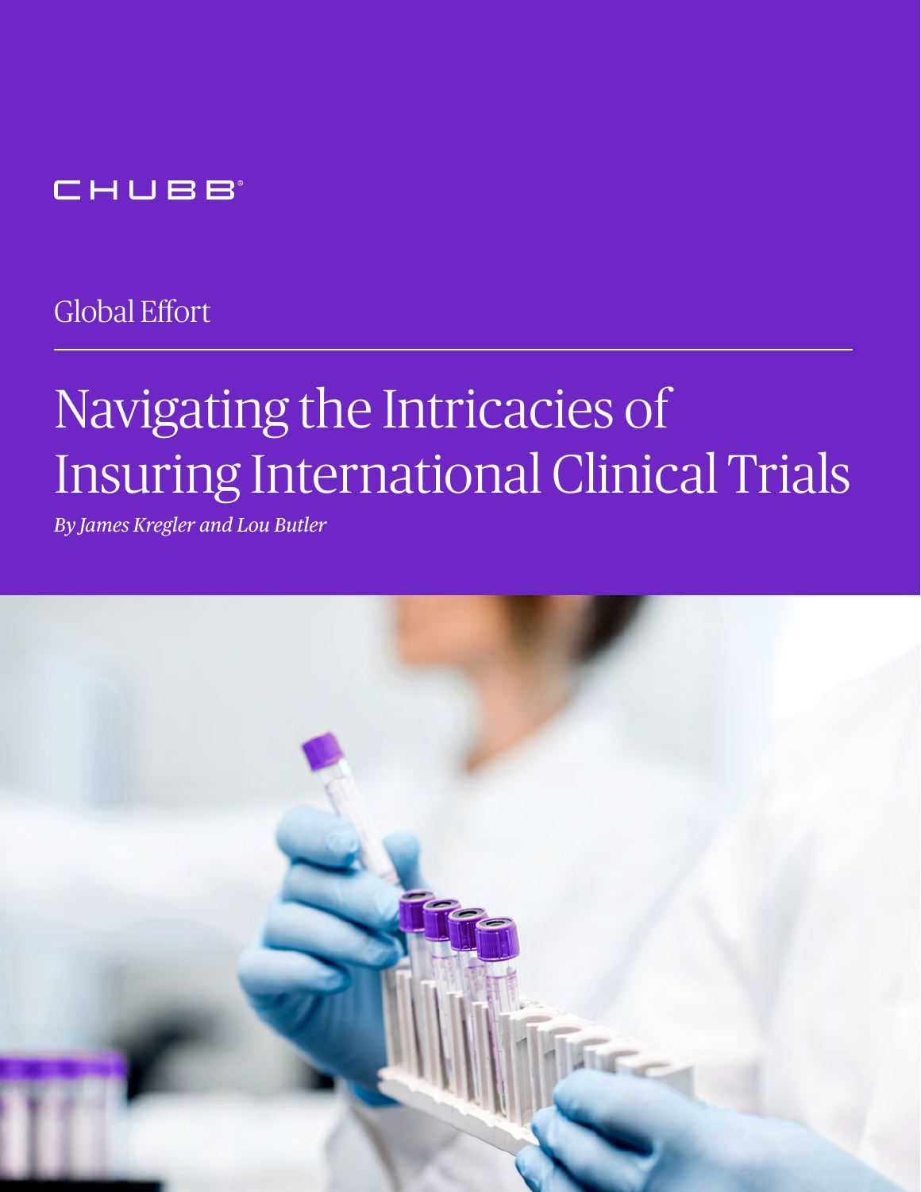CHUBB

Global Effort

# Navigating the Intricacies of Insuring International Clinical Trials

*By James Kregler and Lou Butler*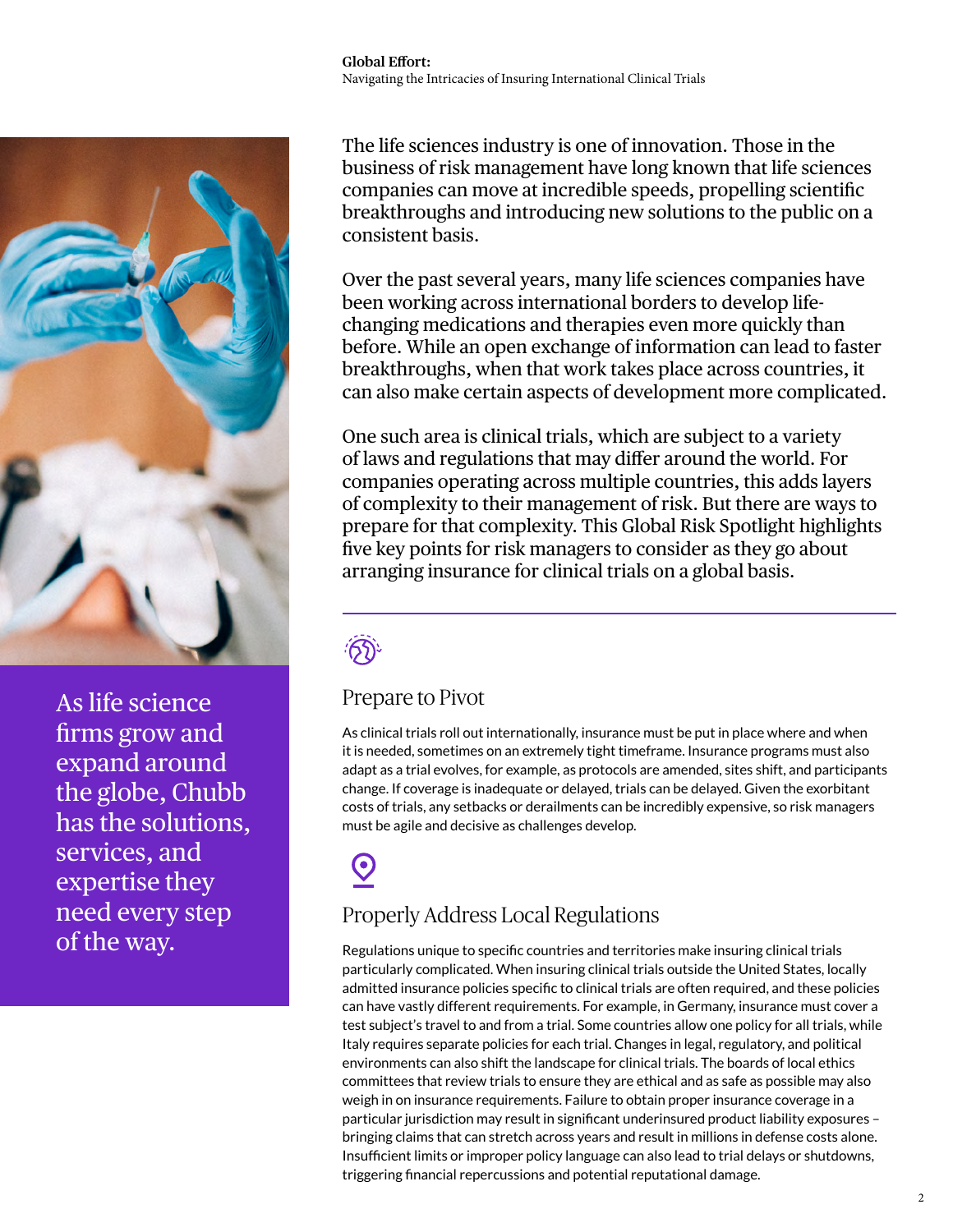The life sciences industry is one of innovation. Those in the business of risk management have long known that life sciences companies can move at incredible speeds, propelling scientific breakthroughs and introducing new solutions to the public on a consistent basis.

Over the past several years, many life sciences companies have been working across international borders to develop life-changing medications and therapies even more quickly than before. While an open exchange of information can lead to faster breakthroughs, when that work takes place across countries, it can also make certain aspects of development more complicated.

One such area is clinical trials, which are subject to a variety of laws and regulations that may differ around the world. For companies operating across multiple countries, this adds layers of complexity to their management of risk. But there are ways to prepare for that complexity. This Global Risk Spotlight highlights five key points for risk managers to consider as they go about arranging insurance for clinical trials on a global basis.

As life science firms grow and expand around the globe, Chubb has the solutions, services, and expertise they need every step of the way.

## Prepare to Pivot

As clinical trials roll out internationally, insurance must be put in place where and when it is needed, sometimes on an extremely tight timeframe. Insurance programs must also adapt as a trial evolves, for example, as protocols are amended, sites shift, and participants change. If coverage is inadequate or delayed, trials can be delayed. Given the exorbitant costs of trials, any setbacks or derailments can be incredibly expensive, so risk managers must be agile and decisive as challenges develop.

## Properly Address Local Regulations

Regulations unique to specific countries and territories make insuring clinical trials particularly complicated. When insuring clinical trials outside the United States, locally admitted insurance policies specific to clinical trials are often required, and these policies can have vastly different requirements. For example, in Germany, insurance must cover a test subject's travel to and from a trial. Some countries allow one policy for all trials, while Italy requires separate policies for each trial. Changes in legal, regulatory, and political environments can also shift the landscape for clinical trials. The boards of local ethics committees that review trials to ensure they are ethical and as safe as possible may also weigh in on insurance requirements. Failure to obtain proper insurance coverage in a particular jurisdiction may result in significant underinsured product liability exposures – bringing claims that can stretch across years and result in millions in defense costs alone. Insufficient limits or improper policy language can also lead to trial delays or shutdowns, triggering financial repercussions and potential reputational damage.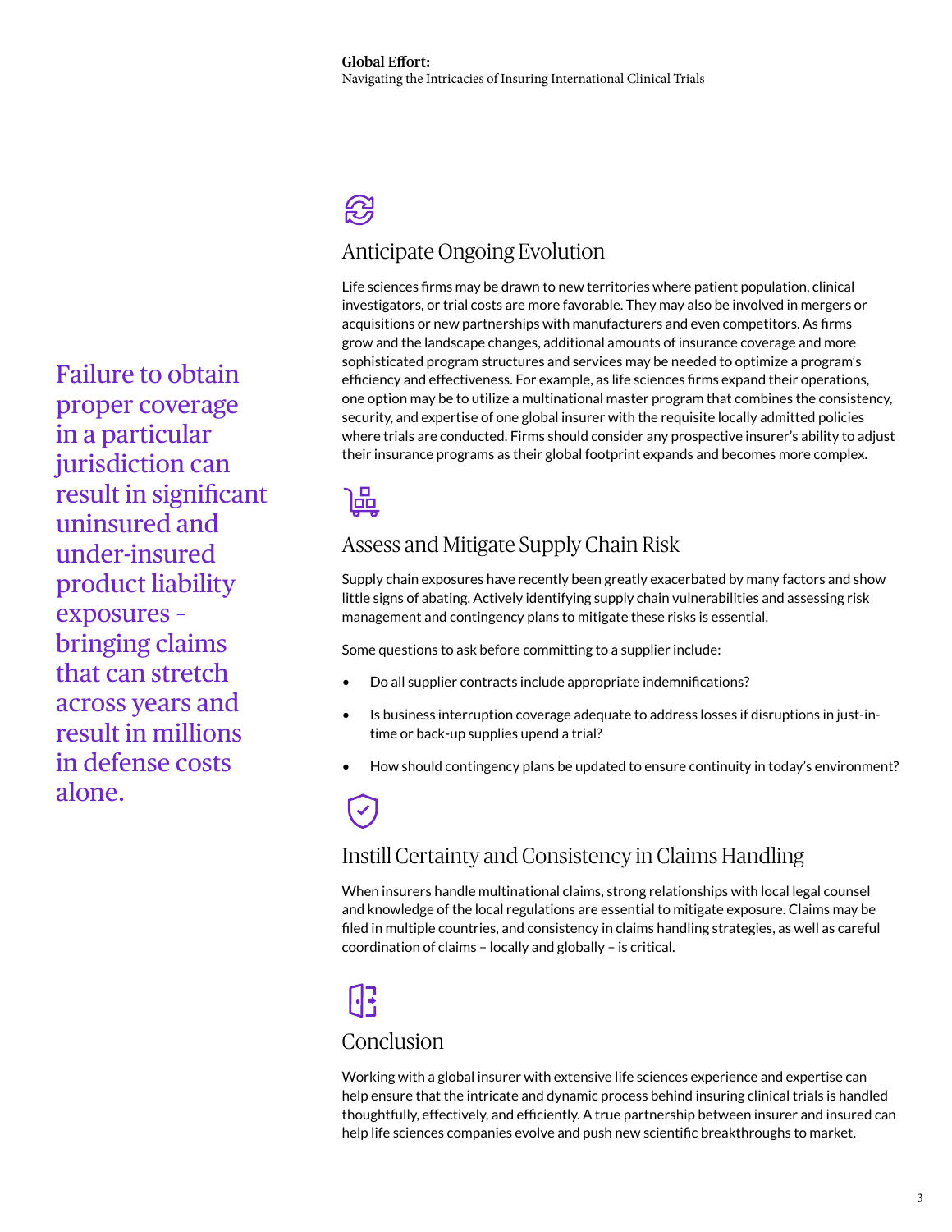> Failure to obtain proper coverage in a particular jurisdiction can result in significant uninsured and under-insured product liability exposures – bringing claims that can stretch across years and result in millions in defense costs alone.

## Anticipate Ongoing Evolution

Life sciences firms may be drawn to new territories where patient population, clinical investigators, or trial costs are more favorable. They may also be involved in mergers or acquisitions or new partnerships with manufacturers and even competitors. As firms grow and the landscape changes, additional amounts of insurance coverage and more sophisticated program structures and services may be needed to optimize a program's efficiency and effectiveness. For example, as life sciences firms expand their operations, one option may be to utilize a multinational master program that combines the consistency, security, and expertise of one global insurer with the requisite locally admitted policies where trials are conducted. Firms should consider any prospective insurer's ability to adjust their insurance programs as their global footprint expands and becomes more complex.

## Assess and Mitigate Supply Chain Risk

Supply chain exposures have recently been greatly exacerbated by many factors and show little signs of abating. Actively identifying supply chain vulnerabilities and assessing risk management and contingency plans to mitigate these risks is essential.

Some questions to ask before committing to a supplier include:

- Do all supplier contracts include appropriate indemnifications?
- Is business interruption coverage adequate to address losses if disruptions in just-in-time or back-up supplies upend a trial?
- How should contingency plans be updated to ensure continuity in today's environment?

## Instill Certainty and Consistency in Claims Handling

When insurers handle multinational claims, strong relationships with local legal counsel and knowledge of the local regulations are essential to mitigate exposure. Claims may be filed in multiple countries, and consistency in claims handling strategies, as well as careful coordination of claims – locally and globally – is critical.

## Conclusion

Working with a global insurer with extensive life sciences experience and expertise can help ensure that the intricate and dynamic process behind insuring clinical trials is handled thoughtfully, effectively, and efficiently. A true partnership between insurer and insured can help life sciences companies evolve and push new scientific breakthroughs to market.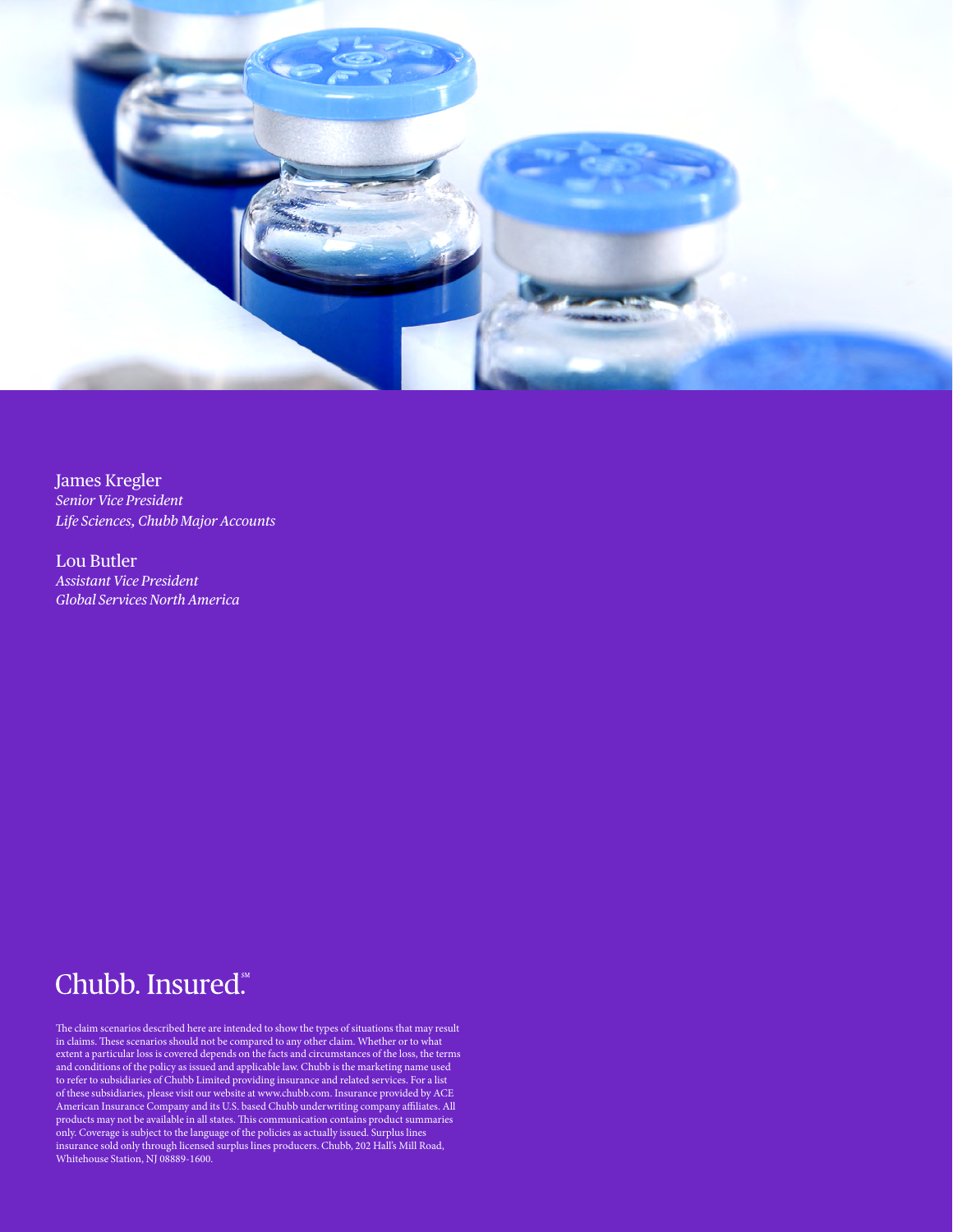James Kregler
*Senior Vice President*
*Life Sciences, Chubb Major Accounts*

Lou Butler
*Assistant Vice President*
*Global Services North America*

Chubb. Insured.℠

The claim scenarios described here are intended to show the types of situations that may result in claims. These scenarios should not be compared to any other claim. Whether or to what extent a particular loss is covered depends on the facts and circumstances of the loss, the terms and conditions of the policy as issued and applicable law. Chubb is the marketing name used to refer to subsidiaries of Chubb Limited providing insurance and related services. For a list of these subsidiaries, please visit our website at www.chubb.com. Insurance provided by ACE American Insurance Company and its U.S. based Chubb underwriting company affiliates. All products may not be available in all states. This communication contains product summaries only. Coverage is subject to the language of the policies as actually issued. Surplus lines insurance sold only through licensed surplus lines producers. Chubb, 202 Hall's Mill Road, Whitehouse Station, NJ 08889-1600.